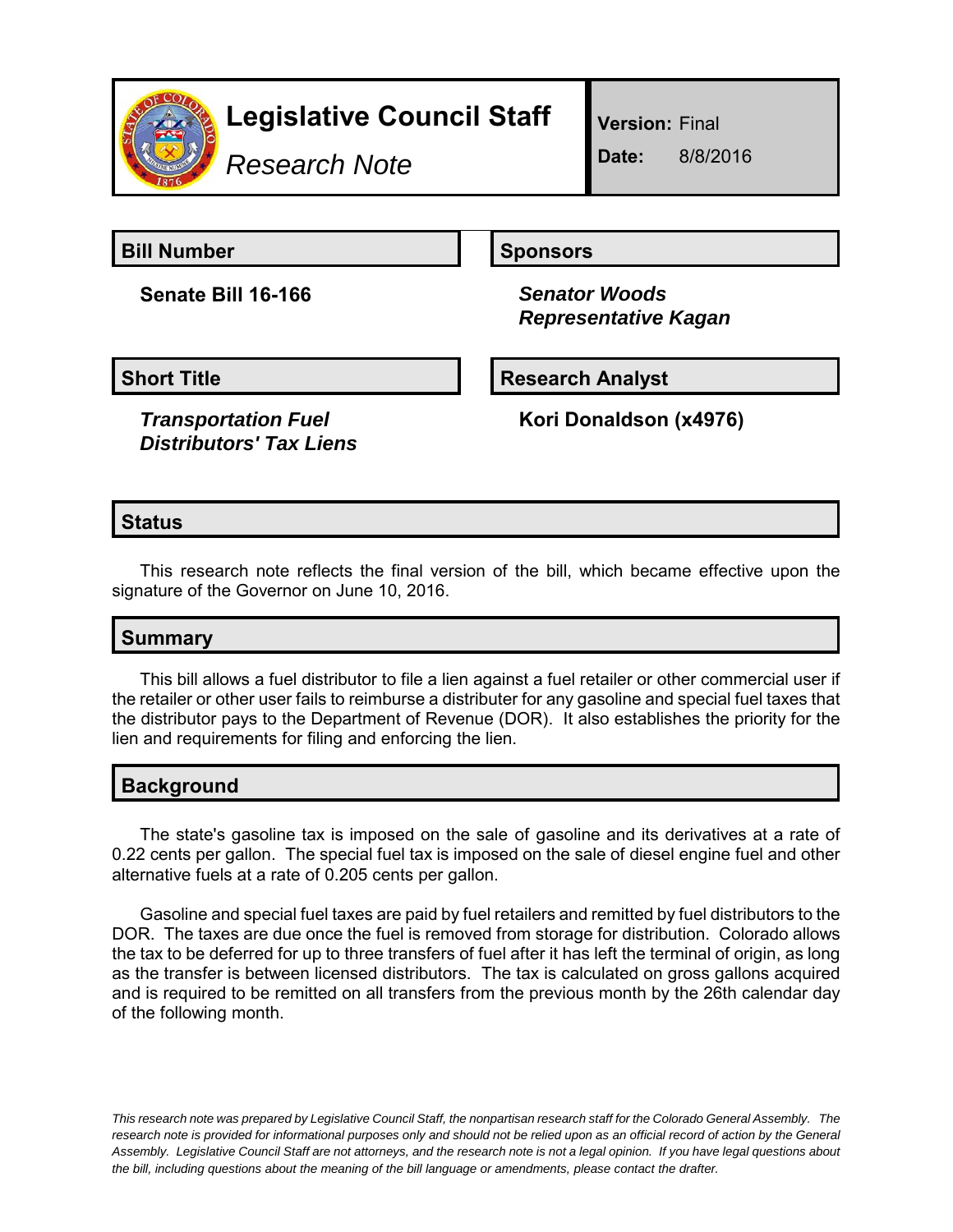# Legislative Council Staff

*Research Note*

**Version:** Final

**Date:** 8/8/2016

| **Bill Number** | **Sponsors** |
|---|---|
| **Senate Bill 16-166** | ***Senator Woods***<br>***Representative Kagan*** |

| **Short Title** | **Research Analyst** |
|---|---|
| ***Transportation Fuel Distributors' Tax Liens*** | **Kori Donaldson (x4976)** |

## Status

This research note reflects the final version of the bill, which became effective upon the signature of the Governor on June 10, 2016.

## Summary

This bill allows a fuel distributor to file a lien against a fuel retailer or other commercial user if the retailer or other user fails to reimburse a distributer for any gasoline and special fuel taxes that the distributor pays to the Department of Revenue (DOR). It also establishes the priority for the lien and requirements for filing and enforcing the lien.

## Background

The state's gasoline tax is imposed on the sale of gasoline and its derivatives at a rate of 0.22 cents per gallon. The special fuel tax is imposed on the sale of diesel engine fuel and other alternative fuels at a rate of 0.205 cents per gallon.

Gasoline and special fuel taxes are paid by fuel retailers and remitted by fuel distributors to the DOR. The taxes are due once the fuel is removed from storage for distribution. Colorado allows the tax to be deferred for up to three transfers of fuel after it has left the terminal of origin, as long as the transfer is between licensed distributors. The tax is calculated on gross gallons acquired and is required to be remitted on all transfers from the previous month by the 26th calendar day of the following month.

*This research note was prepared by Legislative Council Staff, the nonpartisan research staff for the Colorado General Assembly. The research note is provided for informational purposes only and should not be relied upon as an official record of action by the General Assembly. Legislative Council Staff are not attorneys, and the research note is not a legal opinion. If you have legal questions about the bill, including questions about the meaning of the bill language or amendments, please contact the drafter.*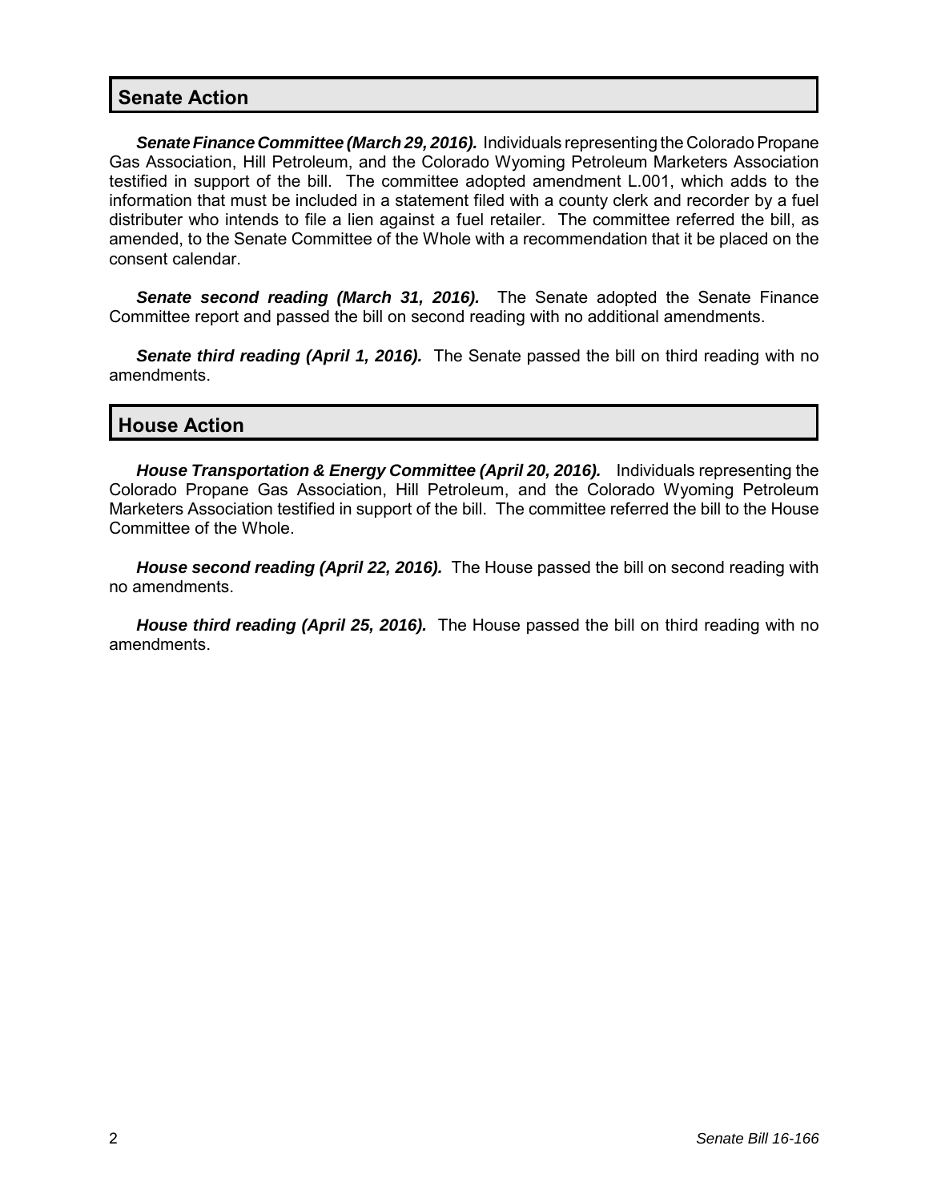## Senate Action

***Senate Finance Committee (March 29, 2016).*** Individuals representing the Colorado Propane Gas Association, Hill Petroleum, and the Colorado Wyoming Petroleum Marketers Association testified in support of the bill. The committee adopted amendment L.001, which adds to the information that must be included in a statement filed with a county clerk and recorder by a fuel distributer who intends to file a lien against a fuel retailer. The committee referred the bill, as amended, to the Senate Committee of the Whole with a recommendation that it be placed on the consent calendar.

***Senate second reading (March 31, 2016).*** The Senate adopted the Senate Finance Committee report and passed the bill on second reading with no additional amendments.

***Senate third reading (April 1, 2016).*** The Senate passed the bill on third reading with no amendments.

## House Action

***House Transportation & Energy Committee (April 20, 2016).*** Individuals representing the Colorado Propane Gas Association, Hill Petroleum, and the Colorado Wyoming Petroleum Marketers Association testified in support of the bill. The committee referred the bill to the House Committee of the Whole.

***House second reading (April 22, 2016).*** The House passed the bill on second reading with no amendments.

***House third reading (April 25, 2016).*** The House passed the bill on third reading with no amendments.